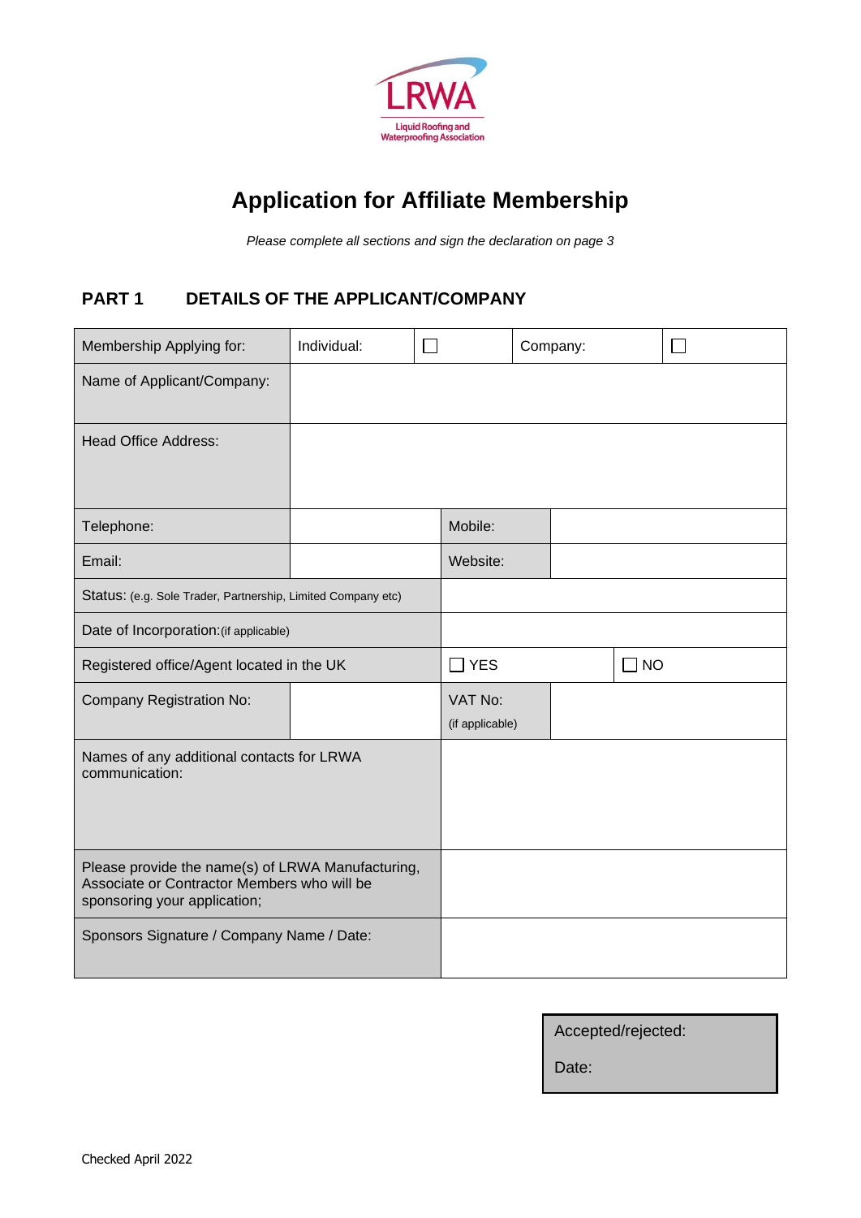LRWA

Liquid Roofing and Waterproofing Association

# Application for Affiliate Membership

*Please complete all sections and sign the declaration on page 3*

## PART 1 DETAILS OF THE APPLICANT/COMPANY

| Membership Applying for: | Individual: | ☐ | Company: | ☐ |
|---|---|---|---|---|
| Name of Applicant/Company: | | | | |
| Head Office Address: | | | | |
| Telephone: | | Mobile: | | |
| Email: | | Website: | | |
| Status: (e.g. Sole Trader, Partnership, Limited Company etc) | | | | |
| Date of Incorporation: (if applicable) | | | | |
| Registered office/Agent located in the UK | | ☐ YES | ☐ NO | |
| Company Registration No: | | VAT No: (if applicable) | | |
| Names of any additional contacts for LRWA communication: | | | | |
| Please provide the name(s) of LRWA Manufacturing, Associate or Contractor Members who will be sponsoring your application; | | | | |
| Sponsors Signature / Company Name / Date: | | | | |

| Accepted/rejected: |
|---|
| Date: |

Checked April 2022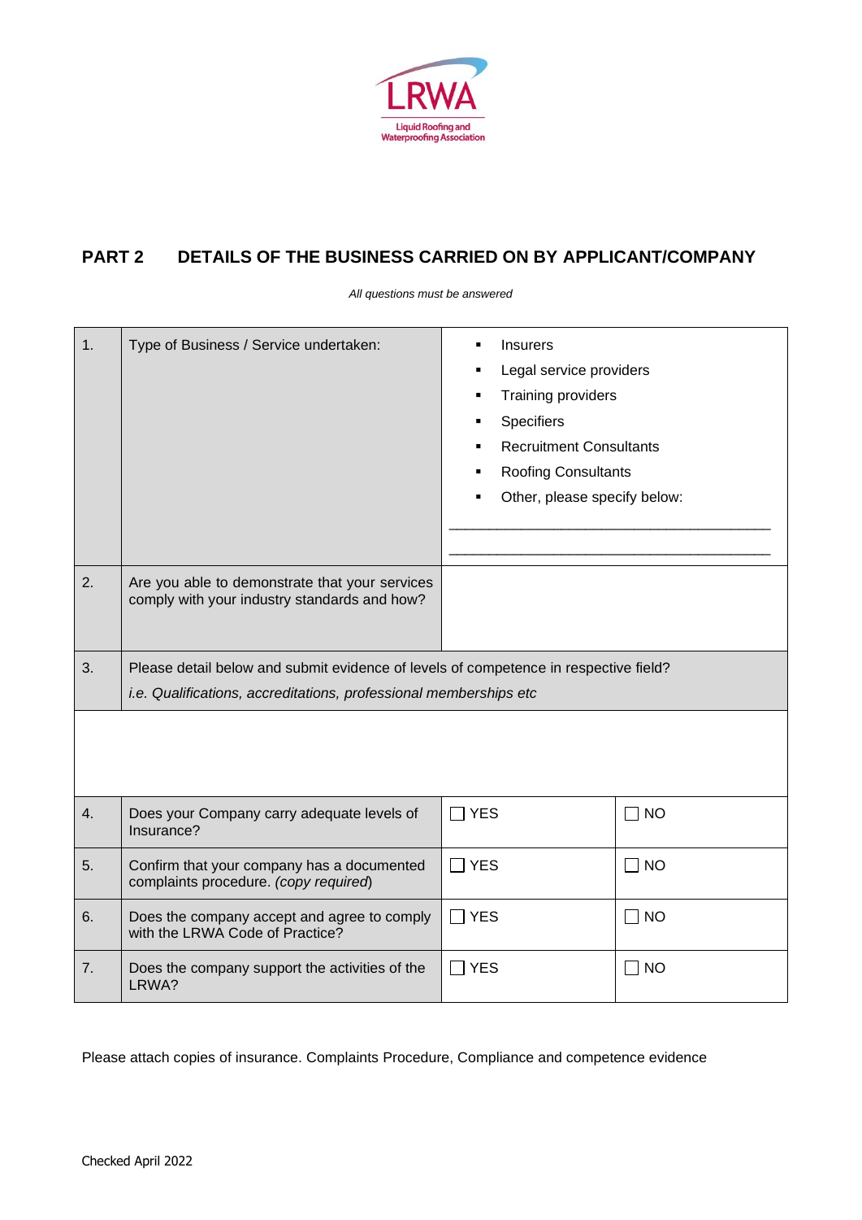LRWA
Liquid Roofing and Waterproofing Association

## PART 2 DETAILS OF THE BUSINESS CARRIED ON BY APPLICANT/COMPANY

*All questions must be answered*

| | | | |
|---|---|---|---|
| 1. | Type of Business / Service undertaken: | ▪ Insurers<br>▪ Legal service providers<br>▪ Training providers<br>▪ Specifiers<br>▪ Recruitment Consultants<br>▪ Roofing Consultants<br>▪ Other, please specify below:<br>\_\_\_\_\_\_\_\_\_\_\_\_\_\_\_\_\_\_\_\_\_\_\_\_\_\_\_\_\_\_\_\_\_\_\_\_\_\_<br>\_\_\_\_\_\_\_\_\_\_\_\_\_\_\_\_\_\_\_\_\_\_\_\_\_\_\_\_\_\_\_\_\_\_\_\_\_\_ | |
| 2. | Are you able to demonstrate that your services comply with your industry standards and how? | | |
| 3. | Please detail below and submit evidence of levels of competence in respective field?<br>*i.e. Qualifications, accreditations, professional memberships etc* | | |
| | | | |
| 4. | Does your Company carry adequate levels of Insurance? | ☐ YES | ☐ NO |
| 5. | Confirm that your company has a documented complaints procedure. *(copy required)* | ☐ YES | ☐ NO |
| 6. | Does the company accept and agree to comply with the LRWA Code of Practice? | ☐ YES | ☐ NO |
| 7. | Does the company support the activities of the LRWA? | ☐ YES | ☐ NO |

Please attach copies of insurance. Complaints Procedure, Compliance and competence evidence

Checked April 2022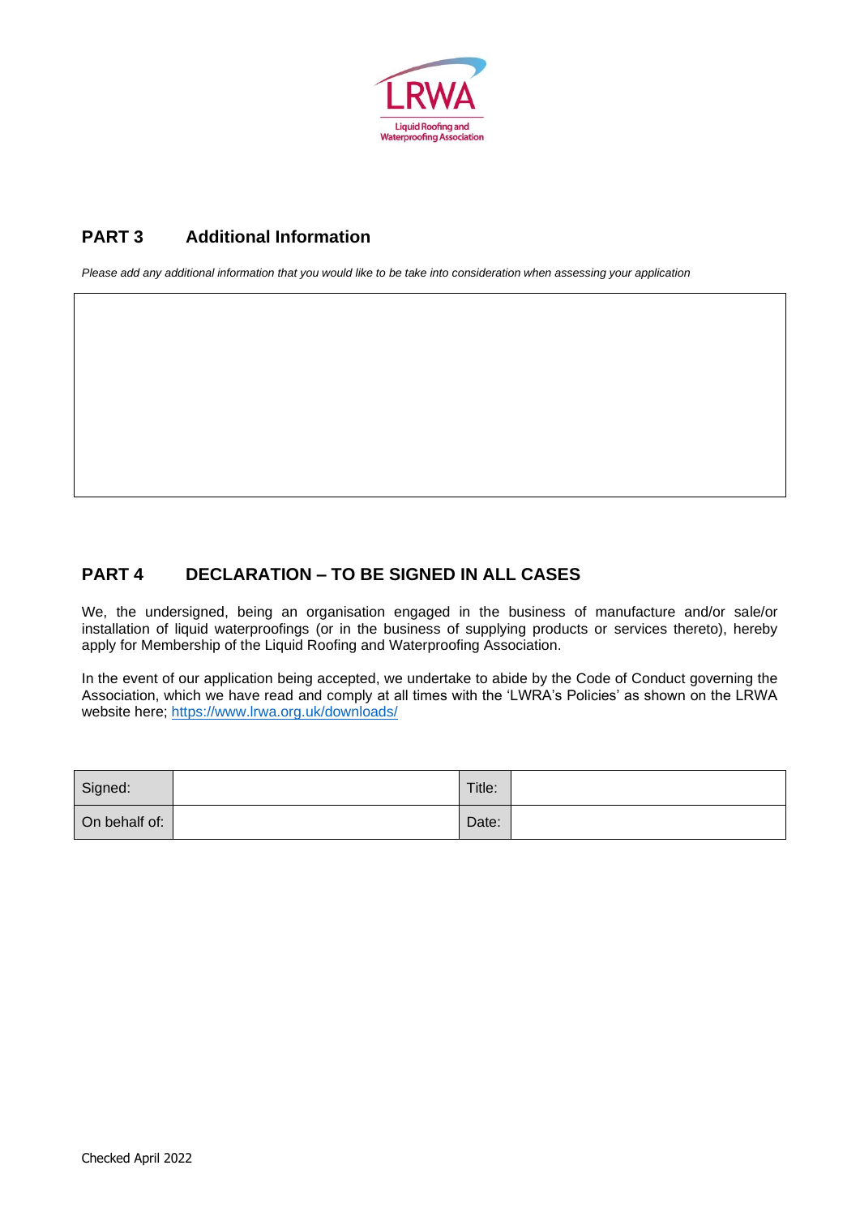## PART 3 Additional Information

*Please add any additional information that you would like to be take into consideration when assessing your application*

| |
|---|
| |

## PART 4 DECLARATION – TO BE SIGNED IN ALL CASES

We, the undersigned, being an organisation engaged in the business of manufacture and/or sale/or installation of liquid waterproofings (or in the business of supplying products or services thereto), hereby apply for Membership of the Liquid Roofing and Waterproofing Association.

In the event of our application being accepted, we undertake to abide by the Code of Conduct governing the Association, which we have read and comply at all times with the 'LWRA's Policies' as shown on the LRWA website here; [https://www.lrwa.org.uk/downloads/](https://www.lrwa.org.uk/downloads/)

| | | | |
|---|---|---|---|
| Signed: | | Title: | |
| On behalf of: | | Date: | |

Checked April 2022